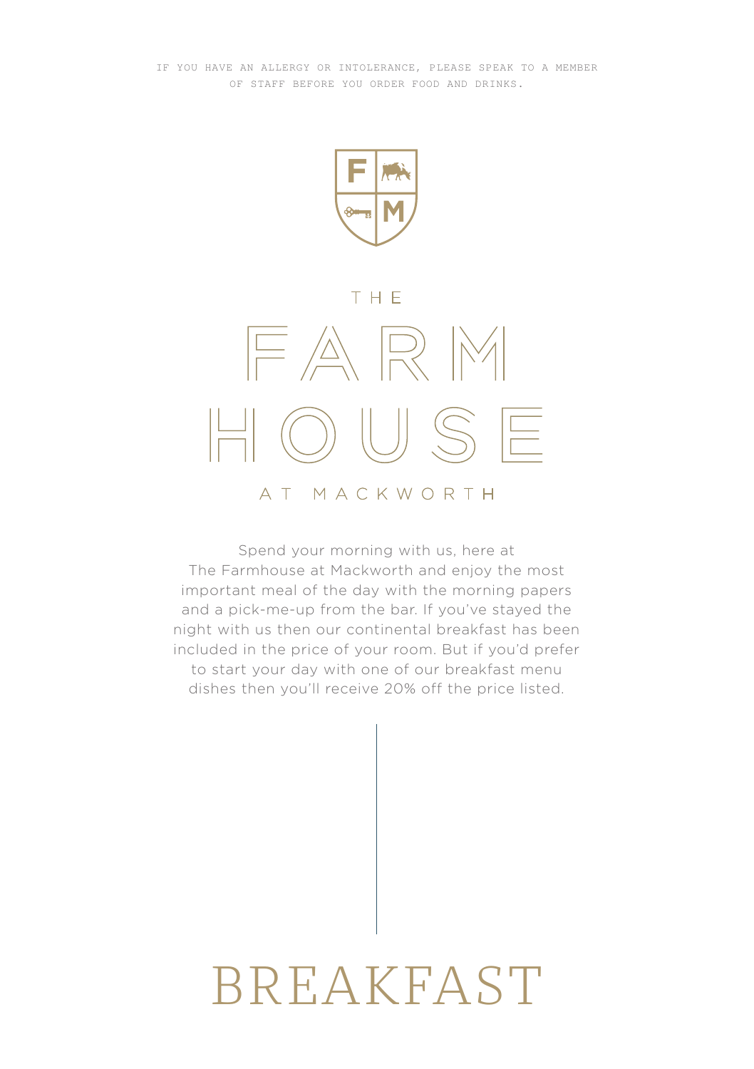IF YOU HAVE AN ALLERGY OR INTOLERANCE, PLEASE SPEAK TO A MEMBER OF STAFF BEFORE YOU ORDER FOOD AND DRINKS.

# THE FARMHOUSE AT MACKWORTH

Spend your morning with us, here at The Farmhouse at Mackworth and enjoy the most important meal of the day with the morning papers and a pick-me-up from the bar. If you've stayed the night with us then our continental breakfast has been included in the price of your room. But if you'd prefer to start your day with one of our breakfast menu dishes then you'll receive 20% off the price listed.

# BREAKFAST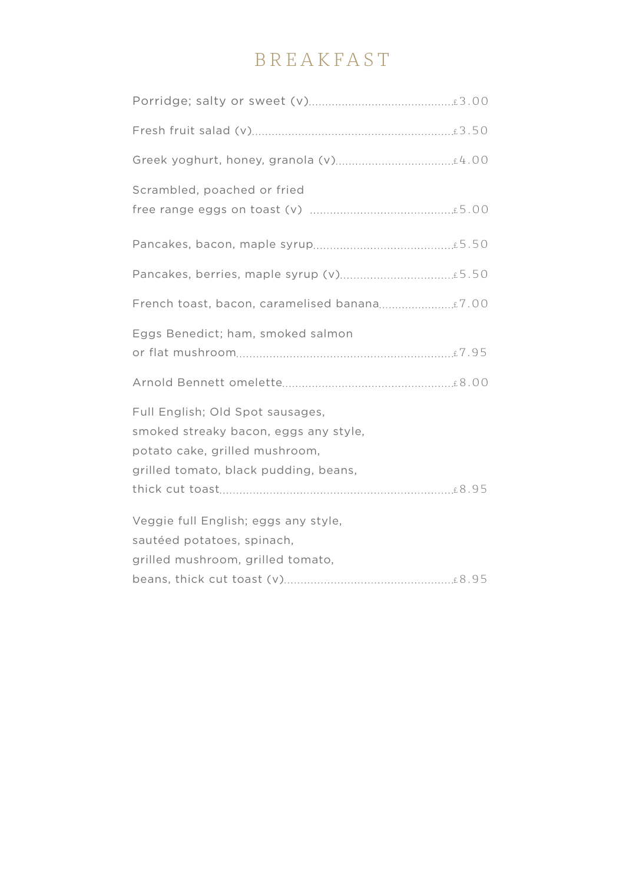# BREAKFAST

Porridge; salty or sweet (v)....................£3.00

Fresh fruit salad (v)....................£3.50

Greek yoghurt, honey, granola (v)....................£4.00

Scrambled, poached or fried
free range eggs on toast (v) ....................£5.00

Pancakes, bacon, maple syrup....................£5.50

Pancakes, berries, maple syrup (v)....................£5.50

French toast, bacon, caramelised banana....................£7.00

Eggs Benedict; ham, smoked salmon
or flat mushroom....................£7.95

Arnold Bennett omelette....................£8.00

Full English; Old Spot sausages,
smoked streaky bacon, eggs any style,
potato cake, grilled mushroom,
grilled tomato, black pudding, beans,
thick cut toast....................£8.95

Veggie full English; eggs any style,
sautéed potatoes, spinach,
grilled mushroom, grilled tomato,
beans, thick cut toast (v)....................£8.95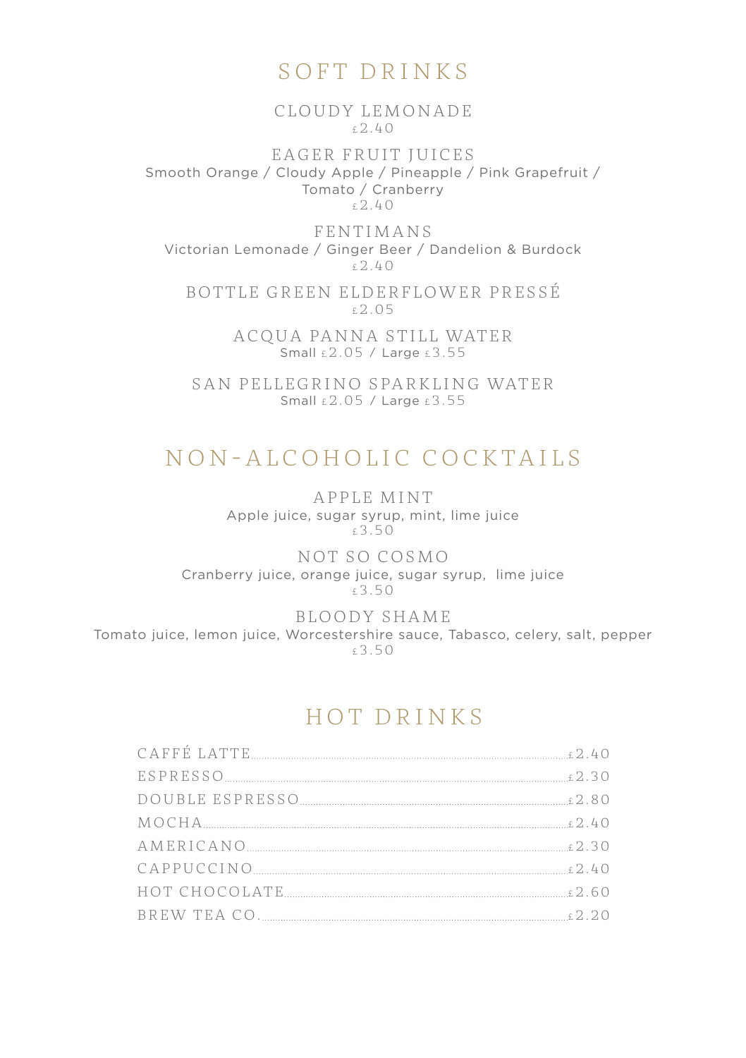# SOFT DRINKS

### CLOUDY LEMONADE
£2.40

### EAGER FRUIT JUICES
Smooth Orange / Cloudy Apple / Pineapple / Pink Grapefruit / Tomato / Cranberry
£2.40

### FENTIMANS
Victorian Lemonade / Ginger Beer / Dandelion & Burdock
£2.40

### BOTTLE GREEN ELDERFLOWER PRESSÉ
£2.05

### ACQUA PANNA STILL WATER
Small £2.05 / Large £3.55

### SAN PELLEGRINO SPARKLING WATER
Small £2.05 / Large £3.55

# NON-ALCOHOLIC COCKTAILS

### APPLE MINT
Apple juice, sugar syrup, mint, lime juice
£3.50

### NOT SO COSMO
Cranberry juice, orange juice, sugar syrup, lime juice
£3.50

### BLOODY SHAME
Tomato juice, lemon juice, Worcestershire sauce, Tabasco, celery, salt, pepper
£3.50

# HOT DRINKS

| Drink | Price |
|---|---|
| CAFFÉ LATTE | £2.40 |
| ESPRESSO | £2.30 |
| DOUBLE ESPRESSO | £2.80 |
| MOCHA | £2.40 |
| AMERICANO | £2.30 |
| CAPPUCCINO | £2.40 |
| HOT CHOCOLATE | £2.60 |
| BREW TEA CO. | £2.20 |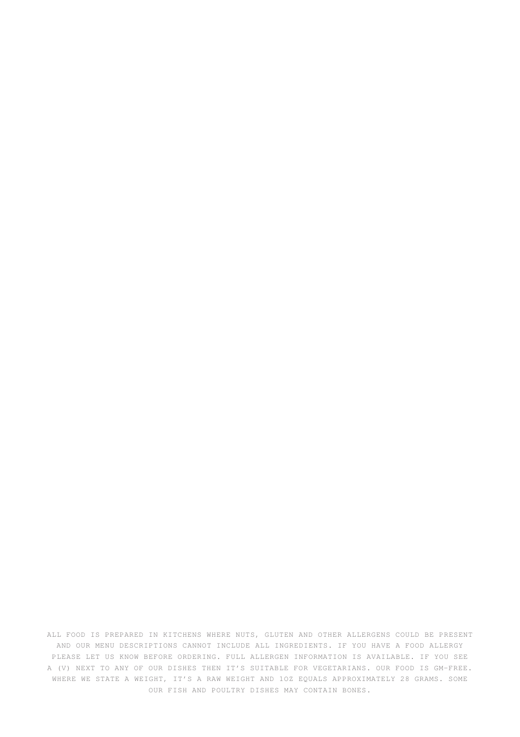ALL FOOD IS PREPARED IN KITCHENS WHERE NUTS, GLUTEN AND OTHER ALLERGENS COULD BE PRESENT AND OUR MENU DESCRIPTIONS CANNOT INCLUDE ALL INGREDIENTS. IF YOU HAVE A FOOD ALLERGY PLEASE LET US KNOW BEFORE ORDERING. FULL ALLERGEN INFORMATION IS AVAILABLE. IF YOU SEE A (V) NEXT TO ANY OF OUR DISHES THEN IT'S SUITABLE FOR VEGETARIANS. OUR FOOD IS GM-FREE. WHERE WE STATE A WEIGHT, IT'S A RAW WEIGHT AND 1OZ EQUALS APPROXIMATELY 28 GRAMS. SOME OUR FISH AND POULTRY DISHES MAY CONTAIN BONES.